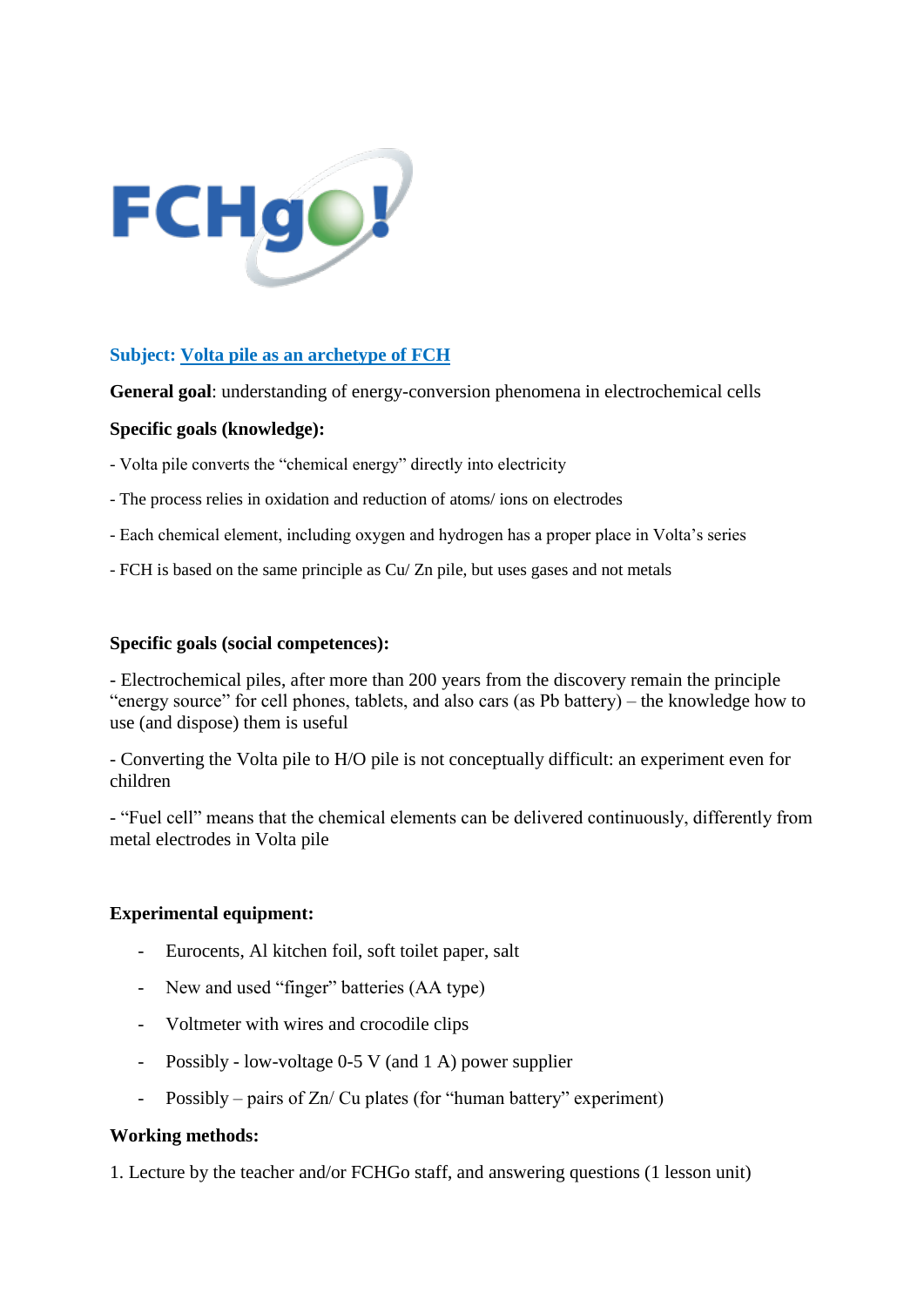FCHgo!

**Subject: Volta pile as an archetype of FCH**

**General goal**: understanding of energy-conversion phenomena in electrochemical cells

**Specific goals (knowledge):**

- Volta pile converts the "chemical energy" directly into electricity
- The process relies in oxidation and reduction of atoms/ ions on electrodes
- Each chemical element, including oxygen and hydrogen has a proper place in Volta's series
- FCH is based on the same principle as Cu/ Zn pile, but uses gases and not metals

**Specific goals (social competences):**

- Electrochemical piles, after more than 200 years from the discovery remain the principle "energy source" for cell phones, tablets, and also cars (as Pb battery) – the knowledge how to use (and dispose) them is useful

- Converting the Volta pile to H/O pile is not conceptually difficult: an experiment even for children

- "Fuel cell" means that the chemical elements can be delivered continuously, differently from metal electrodes in Volta pile

**Experimental equipment:**

- Eurocents, Al kitchen foil, soft toilet paper, salt
- New and used "finger" batteries (AA type)
- Voltmeter with wires and crocodile clips
- Possibly - low-voltage 0-5 V (and 1 A) power supplier
- Possibly – pairs of Zn/ Cu plates (for "human battery" experiment)

**Working methods:**

1. Lecture by the teacher and/or FCHGo staff, and answering questions (1 lesson unit)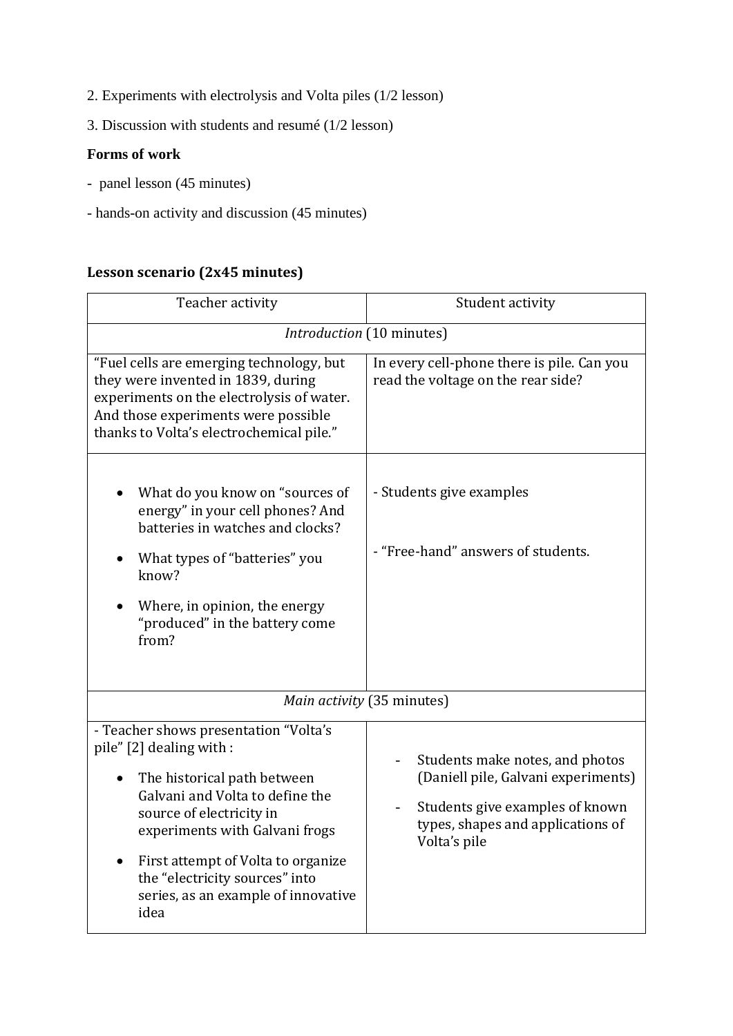2. Experiments with electrolysis and Volta piles (1/2 lesson)

3. Discussion with students and resumé (1/2 lesson)

**Forms of work**

- panel lesson (45 minutes)
- hands-on activity and discussion (45 minutes)

## Lesson scenario (2x45 minutes)

| Teacher activity | Student activity |
|---|---|
| *Introduction* (10 minutes) | |
| "Fuel cells are emerging technology, but they were invented in 1839, during experiments on the electrolysis of water. And those experiments were possible thanks to Volta's electrochemical pile." | In every cell-phone there is pile. Can you read the voltage on the rear side? |
| • What do you know on "sources of energy" in your cell phones? And batteries in watches and clocks?<br>• What types of "batteries" you know?<br>• Where, in opinion, the energy "produced" in the battery come from? | - Students give examples<br>- "Free-hand" answers of students. |
| *Main activity* (35 minutes) | |
| - Teacher shows presentation "Volta's pile" [2] dealing with :<br>• The historical path between Galvani and Volta to define the source of electricity in experiments with Galvani frogs<br>• First attempt of Volta to organize the "electricity sources" into series, as an example of innovative idea | - Students make notes, and photos (Daniell pile, Galvani experiments)<br>- Students give examples of known types, shapes and applications of Volta's pile |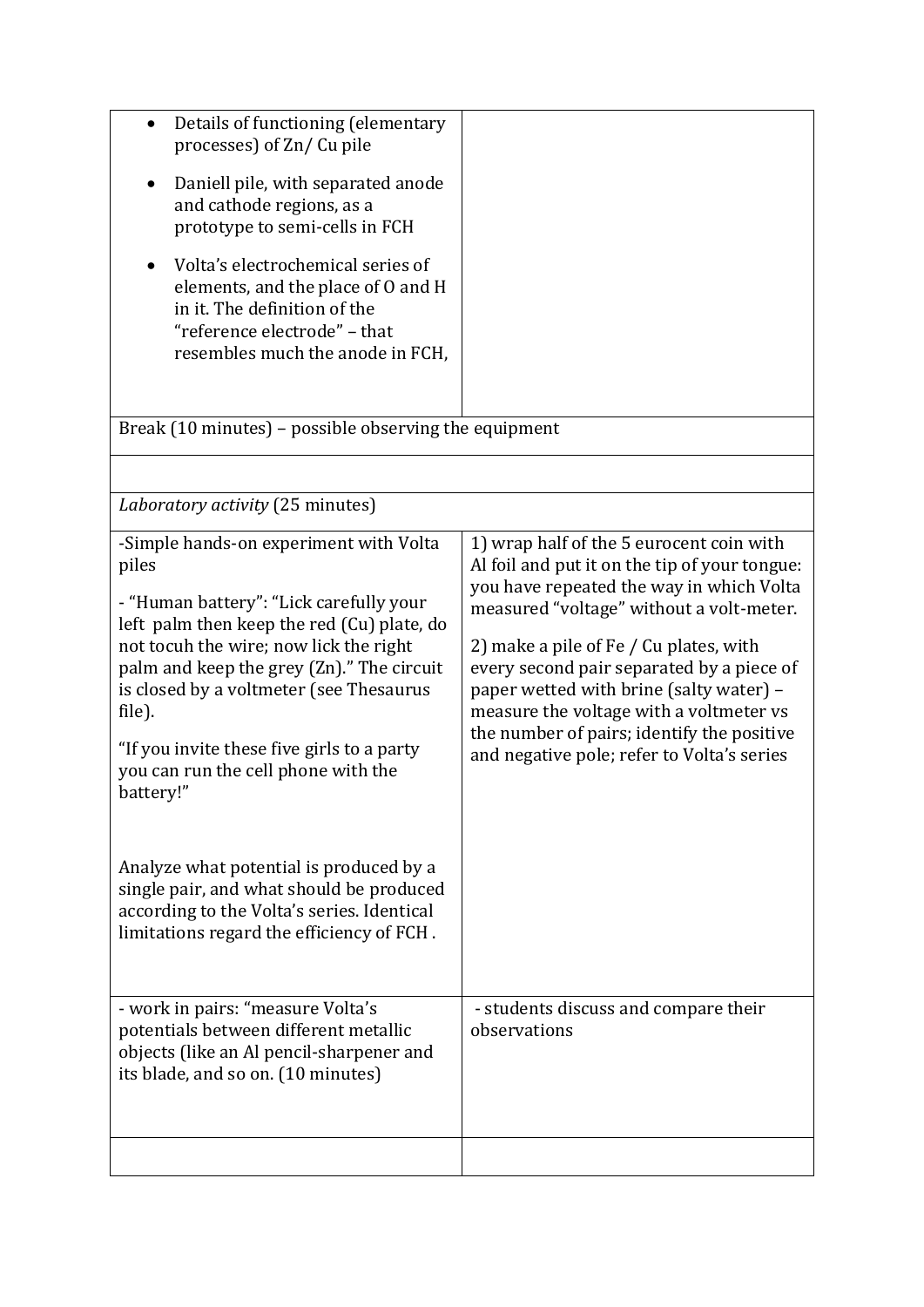| | |
|---|---|
| • Details of functioning (elementary processes) of Zn/ Cu pile<br>• Daniell pile, with separated anode and cathode regions, as a prototype to semi-cells in FCH<br>• Volta's electrochemical series of elements, and the place of O and H in it. The definition of the "reference electrode" – that resembles much the anode in FCH, | |
| Break (10 minutes) – possible observing the equipment | |
| | |
| *Laboratory activity* (25 minutes) | |
| -Simple hands-on experiment with Volta piles<br><br>- "Human battery": "Lick carefully your left palm then keep the red (Cu) plate, do not tocuh the wire; now lick the right palm and keep the grey (Zn)." The circuit is closed by a voltmeter (see Thesaurus file).<br><br>"If you invite these five girls to a party you can run the cell phone with the battery!"<br><br>Analyze what potential is produced by a single pair, and what should be produced according to the Volta's series. Identical limitations regard the efficiency of FCH . | 1) wrap half of the 5 eurocent coin with Al foil and put it on the tip of your tongue: you have repeated the way in which Volta measured "voltage" without a volt-meter.<br><br>2) make a pile of Fe / Cu plates, with every second pair separated by a piece of paper wetted with brine (salty water) – measure the voltage with a voltmeter vs the number of pairs; identify the positive and negative pole; refer to Volta's series |
| - work in pairs: "measure Volta's potentials between different metallic objects (like an Al pencil-sharpener and its blade, and so on. (10 minutes) | - students discuss and compare their observations |
| | |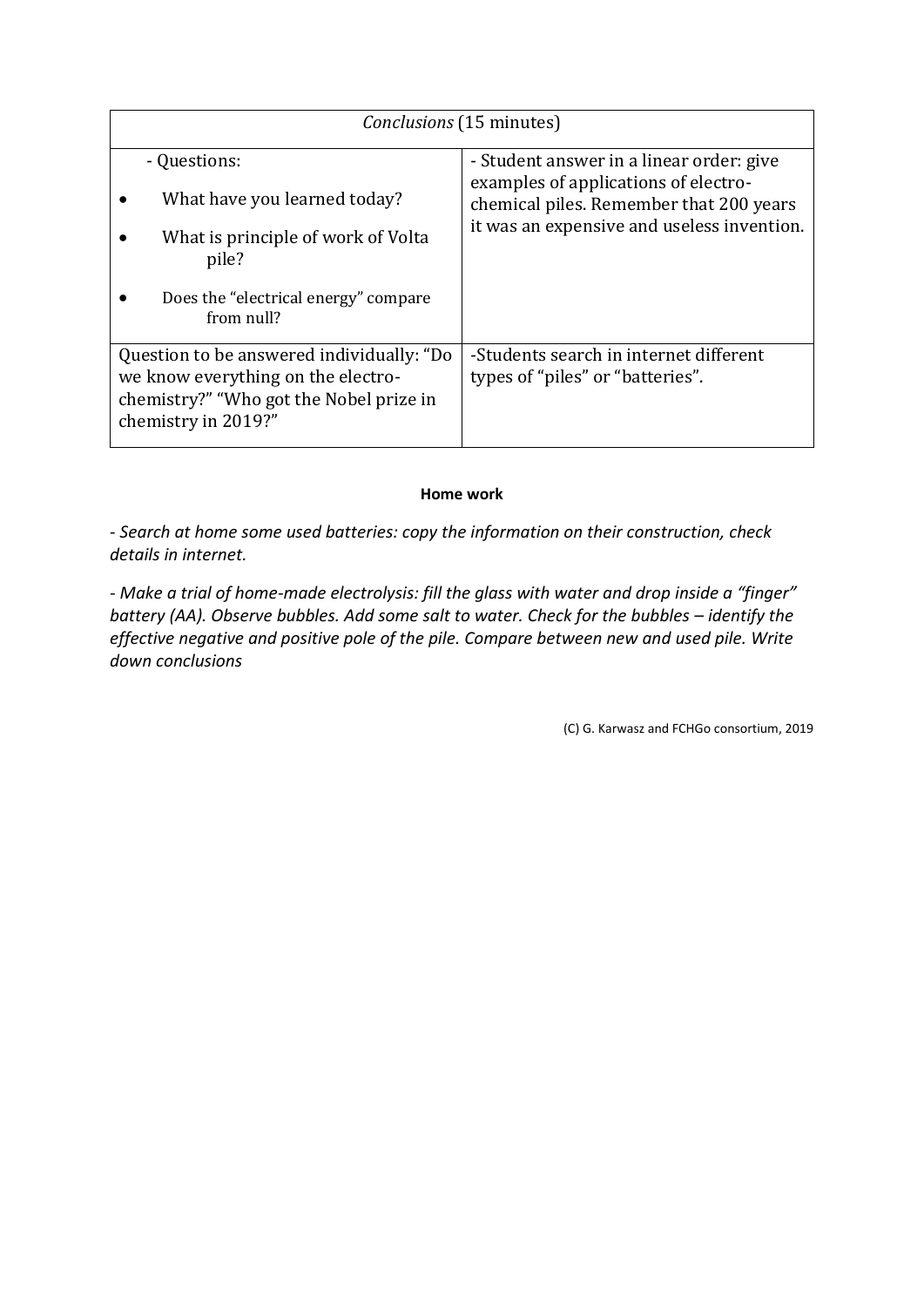| *Conclusions* (15 minutes) | |
|---|---|
| - Questions:<br>• What have you learned today?<br>• What is principle of work of Volta pile?<br>• Does the "electrical energy" compare from null? | - Student answer in a linear order: give examples of applications of electro-chemical piles. Remember that 200 years it was an expensive and useless invention. |
| Question to be answered individually: "Do we know everything on the electro-chemistry?" "Who got the Nobel prize in chemistry in 2019?" | -Students search in internet different types of "piles" or "batteries". |

**Home work**

*- Search at home some used batteries: copy the information on their construction, check details in internet.*

*- Make a trial of home-made electrolysis: fill the glass with water and drop inside a "finger" battery (AA). Observe bubbles. Add some salt to water. Check for the bubbles – identify the effective negative and positive pole of the pile. Compare between new and used pile. Write down conclusions*

(C) G. Karwasz and FCHGo consortium, 2019